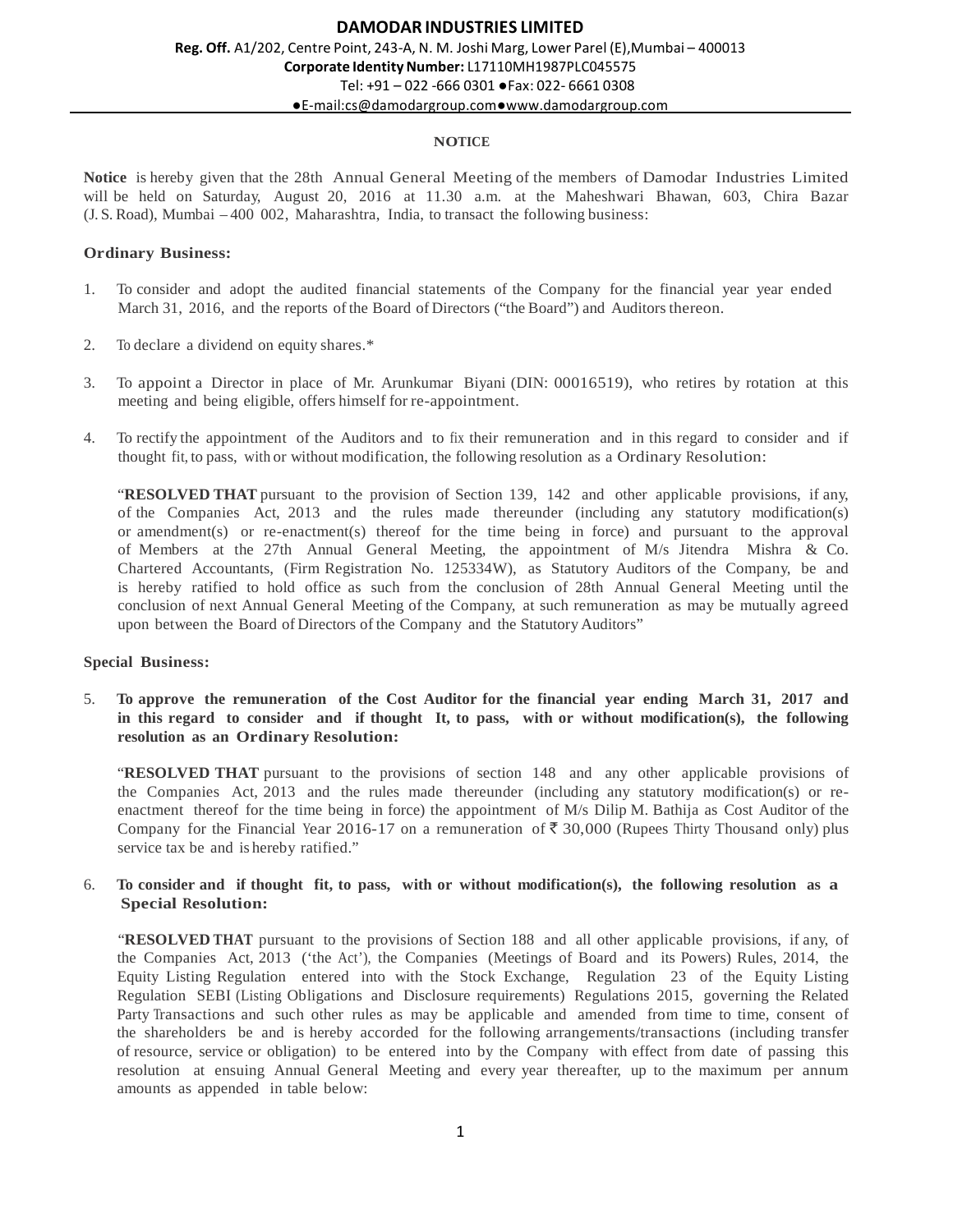# DAMODAR INDUSTRIES LIMITED

**Reg. Off.** A1/202, Centre Point, 243-A, N. M. Joshi Marg, Lower Parel (E),Mumbai – 400013
**Corporate Identity Number:** L17110MH1987PLC045575
Tel: +91 – 022 -666 0301 ●Fax: 022- 6661 0308
●E-mail:cs@damodargroup.com●www.damodargroup.com

## NOTICE

**Notice** is hereby given that the 28th Annual General Meeting of the members of Damodar Industries Limited will be held on Saturday, August 20, 2016 at 11.30 a.m. at the Maheshwari Bhawan, 603, Chira Bazar (J. S. Road), Mumbai – 400 002, Maharashtra, India, to transact the following business:

### Ordinary Business:

1. To consider and adopt the audited financial statements of the Company for the financial year year ended March 31, 2016, and the reports of the Board of Directors ("the Board") and Auditors thereon.

2. To declare a dividend on equity shares.*

3. To appoint a Director in place of Mr. Arunkumar Biyani (DIN: 00016519), who retires by rotation at this meeting and being eligible, offers himself for re-appointment.

4. To rectify the appointment of the Auditors and to fix their remuneration and in this regard to consider and if thought fit, to pass, with or without modification, the following resolution as a Ordinary Resolution:

   "**RESOLVED THAT** pursuant to the provision of Section 139, 142 and other applicable provisions, if any, of the Companies Act, 2013 and the rules made thereunder (including any statutory modification(s) or amendment(s) or re-enactment(s) thereof for the time being in force) and pursuant to the approval of Members at the 27th Annual General Meeting, the appointment of M/s Jitendra Mishra & Co. Chartered Accountants, (Firm Registration No. 125334W), as Statutory Auditors of the Company, be and is hereby ratified to hold office as such from the conclusion of 28th Annual General Meeting until the conclusion of next Annual General Meeting of the Company, at such remuneration as may be mutually agreed upon between the Board of Directors of the Company and the Statutory Auditors"

### Special Business:

5. **To approve the remuneration of the Cost Auditor for the financial year ending March 31, 2017 and in this regard to consider and if thought It, to pass, with or without modification(s), the following resolution as an Ordinary Resolution:**

   "**RESOLVED THAT** pursuant to the provisions of section 148 and any other applicable provisions of the Companies Act, 2013 and the rules made thereunder (including any statutory modification(s) or re-enactment thereof for the time being in force) the appointment of M/s Dilip M. Bathija as Cost Auditor of the Company for the Financial Year 2016-17 on a remuneration of ₹ 30,000 (Rupees Thirty Thousand only) plus service tax be and is hereby ratified."

6. **To consider and if thought fit, to pass, with or without modification(s), the following resolution as a Special Resolution:**

   "**RESOLVED THAT** pursuant to the provisions of Section 188 and all other applicable provisions, if any, of the Companies Act, 2013 ('the Act'), the Companies (Meetings of Board and its Powers) Rules, 2014, the Equity Listing Regulation entered into with the Stock Exchange, Regulation 23 of the Equity Listing Regulation SEBI (Listing Obligations and Disclosure requirements) Regulations 2015, governing the Related Party Transactions and such other rules as may be applicable and amended from time to time, consent of the shareholders be and is hereby accorded for the following arrangements/transactions (including transfer of resource, service or obligation) to be entered into by the Company with effect from date of passing this resolution at ensuing Annual General Meeting and every year thereafter, up to the maximum per annum amounts as appended in table below: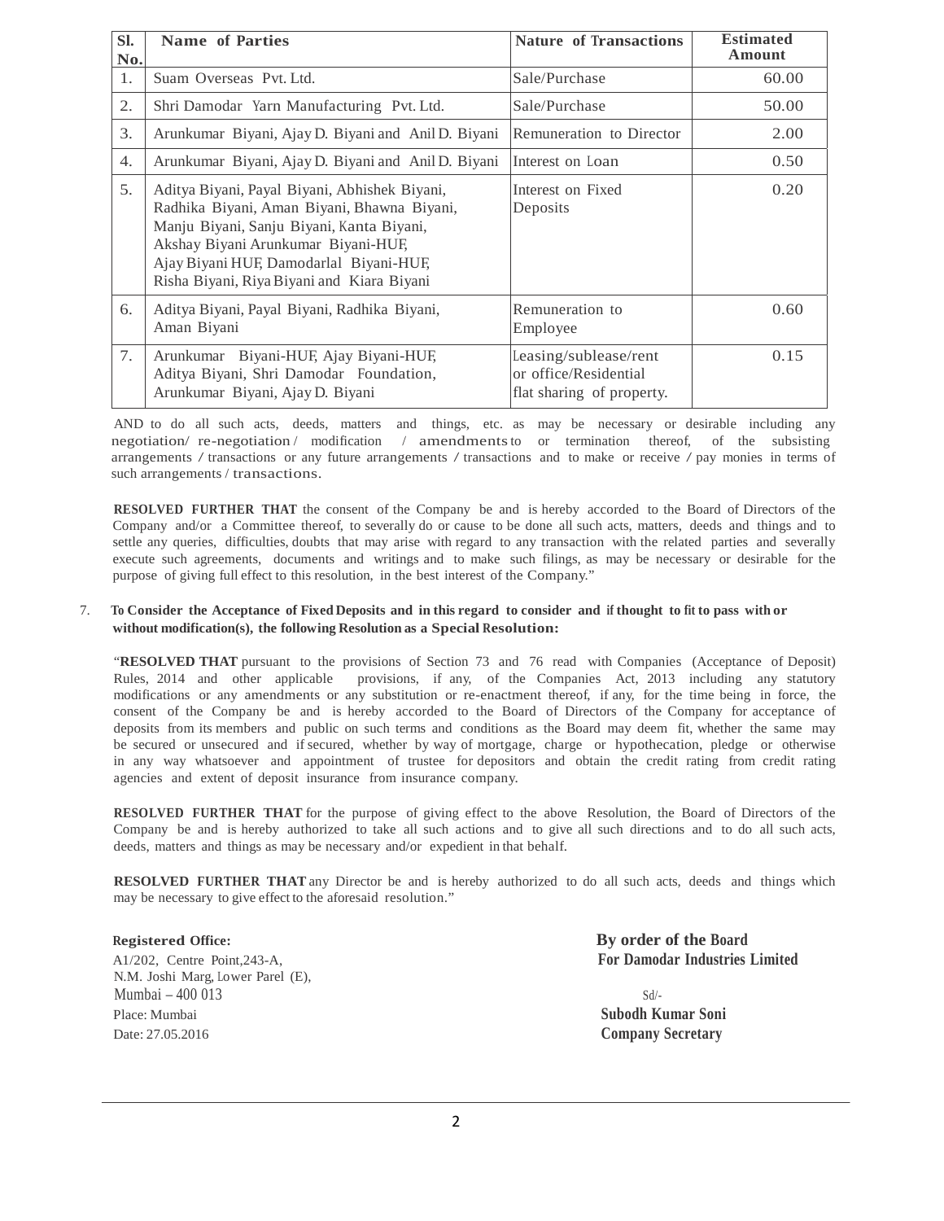| Sl. No. | Name of Parties | Nature of Transactions | Estimated Amount |
|---|---|---|---|
| 1. | Suam Overseas Pvt. Ltd. | Sale/Purchase | 60.00 |
| 2. | Shri Damodar Yarn Manufacturing Pvt. Ltd. | Sale/Purchase | 50.00 |
| 3. | Arunkumar Biyani, Ajay D. Biyani and Anil D. Biyani | Remuneration to Director | 2.00 |
| 4. | Arunkumar Biyani, Ajay D. Biyani and Anil D. Biyani | Interest on Loan | 0.50 |
| 5. | Aditya Biyani, Payal Biyani, Abhishek Biyani, Radhika Biyani, Aman Biyani, Bhawna Biyani, Manju Biyani, Sanju Biyani, Kanta Biyani, Akshay Biyani Arunkumar Biyani-HUF, Ajay Biyani HUF, Damodarlal Biyani-HUF, Risha Biyani, Riya Biyani and Kiara Biyani | Interest on Fixed Deposits | 0.20 |
| 6. | Aditya Biyani, Payal Biyani, Radhika Biyani, Aman Biyani | Remuneration to Employee | 0.60 |
| 7. | Arunkumar Biyani-HUF, Ajay Biyani-HUF, Aditya Biyani, Shri Damodar Foundation, Arunkumar Biyani, Ajay D. Biyani | Leasing/sublease/rent or office/Residential flat sharing of property. | 0.15 |

AND to do all such acts, deeds, matters and things, etc. as may be necessary or desirable including any negotiation/ re-negotiation / modification / amendments to or termination thereof, of the subsisting arrangements / transactions or any future arrangements / transactions and to make or receive / pay monies in terms of such arrangements / transactions.

**RESOLVED FURTHER THAT** the consent of the Company be and is hereby accorded to the Board of Directors of the Company and/or a Committee thereof, to severally do or cause to be done all such acts, matters, deeds and things and to settle any queries, difficulties, doubts that may arise with regard to any transaction with the related parties and severally execute such agreements, documents and writings and to make such filings, as may be necessary or desirable for the purpose of giving full effect to this resolution, in the best interest of the Company."

7. **To Consider the Acceptance of Fixed Deposits and in this regard to consider and if thought to fit to pass with or without modification(s), the following Resolution as a Special Resolution:**

"**RESOLVED THAT** pursuant to the provisions of Section 73 and 76 read with Companies (Acceptance of Deposit) Rules, 2014 and other applicable provisions, if any, of the Companies Act, 2013 including any statutory modifications or any amendments or any substitution or re-enactment thereof, if any, for the time being in force, the consent of the Company be and is hereby accorded to the Board of Directors of the Company for acceptance of deposits from its members and public on such terms and conditions as the Board may deem fit, whether the same may be secured or unsecured and if secured, whether by way of mortgage, charge or hypothecation, pledge or otherwise in any way whatsoever and appointment of trustee for depositors and obtain the credit rating from credit rating agencies and extent of deposit insurance from insurance company.

**RESOLVED FURTHER THAT** for the purpose of giving effect to the above Resolution, the Board of Directors of the Company be and is hereby authorized to take all such actions and to give all such directions and to do all such acts, deeds, matters and things as may be necessary and/or expedient in that behalf.

**RESOLVED FURTHER THAT** any Director be and is hereby authorized to do all such acts, deeds and things which may be necessary to give effect to the aforesaid resolution."

**Registered Office:**
A1/202, Centre Point,243-A,
N.M. Joshi Marg, Lower Parel (E),
Mumbai – 400 013
Place: Mumbai
Date: 27.05.2016

**By order of the Board**
**For Damodar Industries Limited**

Sd/-
**Subodh Kumar Soni**
**Company Secretary**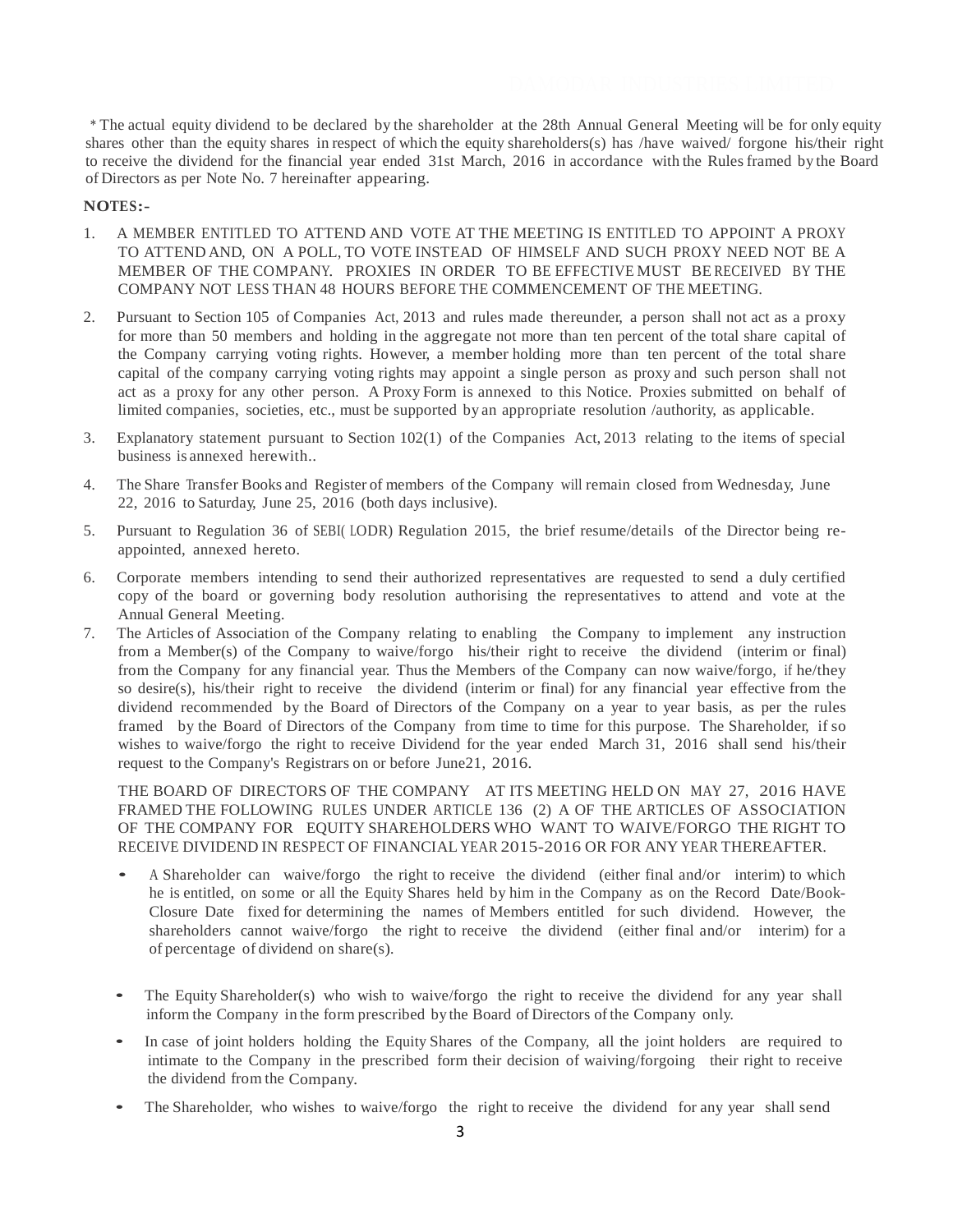\* The actual equity dividend to be declared by the shareholder at the 28th Annual General Meeting will be for only equity shares other than the equity shares in respect of which the equity shareholders(s) has /have waived/ forgone his/their right to receive the dividend for the financial year ended 31st March, 2016 in accordance with the Rules framed by the Board of Directors as per Note No. 7 hereinafter appearing.

**NOTES:-**

1. A MEMBER ENTITLED TO ATTEND AND VOTE AT THE MEETING IS ENTITLED TO APPOINT A PROXY TO ATTEND AND, ON A POLL, TO VOTE INSTEAD OF HIMSELF AND SUCH PROXY NEED NOT BE A MEMBER OF THE COMPANY. PROXIES IN ORDER TO BE EFFECTIVE MUST BE RECEIVED BY THE COMPANY NOT LESS THAN 48 HOURS BEFORE THE COMMENCEMENT OF THE MEETING.

2. Pursuant to Section 105 of Companies Act, 2013 and rules made thereunder, a person shall not act as a proxy for more than 50 members and holding in the aggregate not more than ten percent of the total share capital of the Company carrying voting rights. However, a member holding more than ten percent of the total share capital of the company carrying voting rights may appoint a single person as proxy and such person shall not act as a proxy for any other person. A Proxy Form is annexed to this Notice. Proxies submitted on behalf of limited companies, societies, etc., must be supported by an appropriate resolution /authority, as applicable.

3. Explanatory statement pursuant to Section 102(1) of the Companies Act, 2013 relating to the items of special business is annexed herewith..

4. The Share Transfer Books and Register of members of the Company will remain closed from Wednesday, June 22, 2016 to Saturday, June 25, 2016 (both days inclusive).

5. Pursuant to Regulation 36 of SEBI( LODR) Regulation 2015, the brief resume/details of the Director being re-appointed, annexed hereto.

6. Corporate members intending to send their authorized representatives are requested to send a duly certified copy of the board or governing body resolution authorising the representatives to attend and vote at the Annual General Meeting.

7. The Articles of Association of the Company relating to enabling the Company to implement any instruction from a Member(s) of the Company to waive/forgo his/their right to receive the dividend (interim or final) from the Company for any financial year. Thus the Members of the Company can now waive/forgo, if he/they so desire(s), his/their right to receive the dividend (interim or final) for any financial year effective from the dividend recommended by the Board of Directors of the Company on a year to year basis, as per the rules framed by the Board of Directors of the Company from time to time for this purpose. The Shareholder, if so wishes to waive/forgo the right to receive Dividend for the year ended March 31, 2016 shall send his/their request to the Company's Registrars on or before June21, 2016.

   THE BOARD OF DIRECTORS OF THE COMPANY AT ITS MEETING HELD ON MAY 27, 2016 HAVE FRAMED THE FOLLOWING RULES UNDER ARTICLE 136 (2) A OF THE ARTICLES OF ASSOCIATION OF THE COMPANY FOR EQUITY SHAREHOLDERS WHO WANT TO WAIVE/FORGO THE RIGHT TO RECEIVE DIVIDEND IN RESPECT OF FINANCIAL YEAR 2015-2016 OR FOR ANY YEAR THEREAFTER.

   - A Shareholder can waive/forgo the right to receive the dividend (either final and/or interim) to which he is entitled, on some or all the Equity Shares held by him in the Company as on the Record Date/Book-Closure Date fixed for determining the names of Members entitled for such dividend. However, the shareholders cannot waive/forgo the right to receive the dividend (either final and/or interim) for a of percentage of dividend on share(s).

   - The Equity Shareholder(s) who wish to waive/forgo the right to receive the dividend for any year shall inform the Company in the form prescribed by the Board of Directors of the Company only.

   - In case of joint holders holding the Equity Shares of the Company, all the joint holders are required to intimate to the Company in the prescribed form their decision of waiving/forgoing their right to receive the dividend from the Company.

   - The Shareholder, who wishes to waive/forgo the right to receive the dividend for any year shall send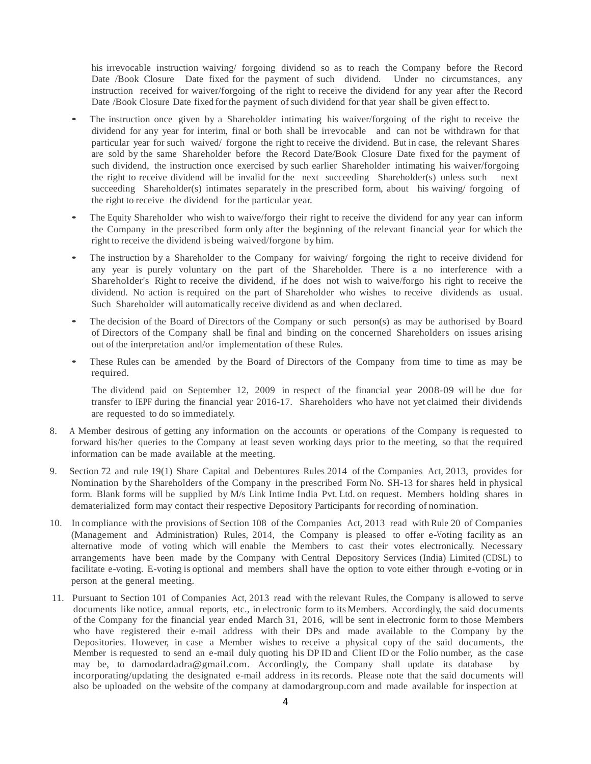his irrevocable instruction waiving/ forgoing dividend so as to reach the Company before the Record Date /Book Closure Date fixed for the payment of such dividend. Under no circumstances, any instruction received for waiver/forgoing of the right to receive the dividend for any year after the Record Date /Book Closure Date fixed for the payment of such dividend for that year shall be given effect to.

- The instruction once given by a Shareholder intimating his waiver/forgoing of the right to receive the dividend for any year for interim, final or both shall be irrevocable and can not be withdrawn for that particular year for such waived/ forgone the right to receive the dividend. But in case, the relevant Shares are sold by the same Shareholder before the Record Date/Book Closure Date fixed for the payment of such dividend, the instruction once exercised by such earlier Shareholder intimating his waiver/forgoing the right to receive dividend will be invalid for the next succeeding Shareholder(s) unless such next succeeding Shareholder(s) intimates separately in the prescribed form, about his waiving/ forgoing of the right to receive the dividend for the particular year.
- The Equity Shareholder who wish to waive/forgo their right to receive the dividend for any year can inform the Company in the prescribed form only after the beginning of the relevant financial year for which the right to receive the dividend is being waived/forgone by him.
- The instruction by a Shareholder to the Company for waiving/ forgoing the right to receive dividend for any year is purely voluntary on the part of the Shareholder. There is a no interference with a Shareholder's Right to receive the dividend, if he does not wish to waive/forgo his right to receive the dividend. No action is required on the part of Shareholder who wishes to receive dividends as usual. Such Shareholder will automatically receive dividend as and when declared.
- The decision of the Board of Directors of the Company or such person(s) as may be authorised by Board of Directors of the Company shall be final and binding on the concerned Shareholders on issues arising out of the interpretation and/or implementation of these Rules.
- These Rules can be amended by the Board of Directors of the Company from time to time as may be required.

  The dividend paid on September 12, 2009 in respect of the financial year 2008-09 will be due for transfer to IEPF during the financial year 2016-17. Shareholders who have not yet claimed their dividends are requested to do so immediately.

8. A Member desirous of getting any information on the accounts or operations of the Company is requested to forward his/her queries to the Company at least seven working days prior to the meeting, so that the required information can be made available at the meeting.

9. Section 72 and rule 19(1) Share Capital and Debentures Rules 2014 of the Companies Act, 2013, provides for Nomination by the Shareholders of the Company in the prescribed Form No. SH-13 for shares held in physical form. Blank forms will be supplied by M/s Link Intime India Pvt. Ltd. on request. Members holding shares in dematerialized form may contact their respective Depository Participants for recording of nomination.

10. In compliance with the provisions of Section 108 of the Companies Act, 2013 read with Rule 20 of Companies (Management and Administration) Rules, 2014, the Company is pleased to offer e-Voting facility as an alternative mode of voting which will enable the Members to cast their votes electronically. Necessary arrangements have been made by the Company with Central Depository Services (India) Limited (CDSL) to facilitate e-voting. E-voting is optional and members shall have the option to vote either through e-voting or in person at the general meeting.

11. Pursuant to Section 101 of Companies Act, 2013 read with the relevant Rules, the Company is allowed to serve documents like notice, annual reports, etc., in electronic form to its Members. Accordingly, the said documents of the Company for the financial year ended March 31, 2016, will be sent in electronic form to those Members who have registered their e-mail address with their DPs and made available to the Company by the Depositories. However, in case a Member wishes to receive a physical copy of the said documents, the Member is requested to send an e-mail duly quoting his DP ID and Client ID or the Folio number, as the case may be, to damodardadra@gmail.com. Accordingly, the Company shall update its database by incorporating/updating the designated e-mail address in its records. Please note that the said documents will also be uploaded on the website of the company at damodargroup.com and made available for inspection at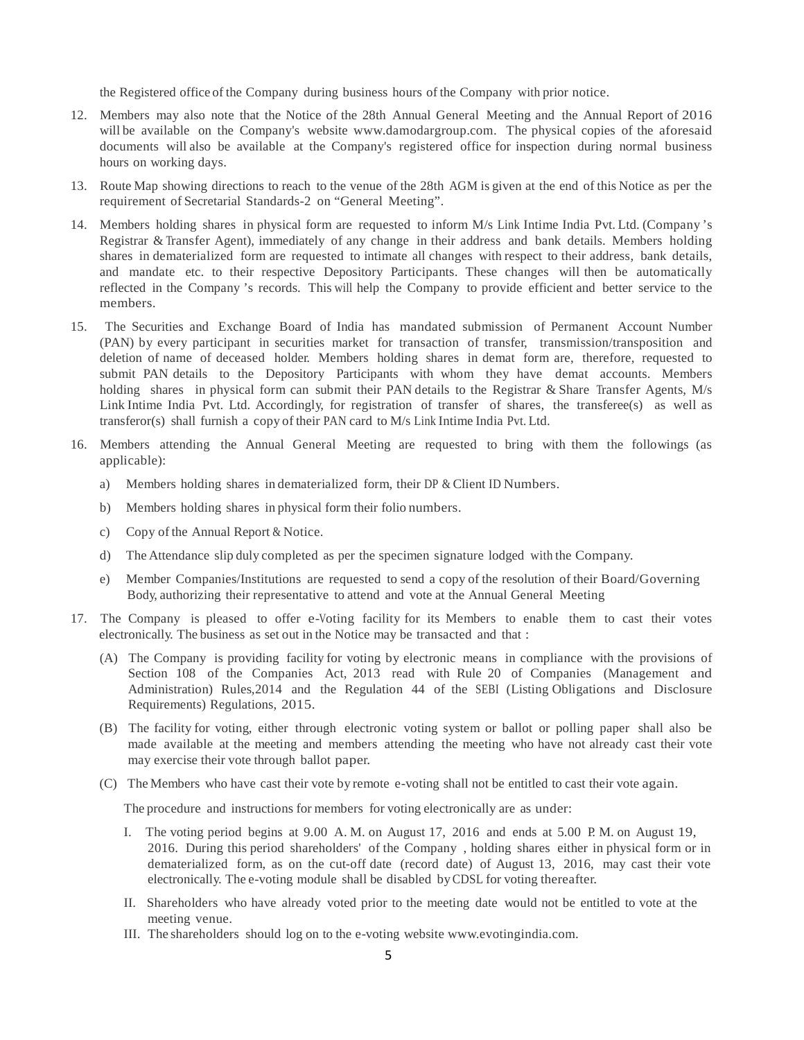the Registered office of the Company during business hours of the Company with prior notice.

12. Members may also note that the Notice of the 28th Annual General Meeting and the Annual Report of 2016 will be available on the Company's website www.damodargroup.com. The physical copies of the aforesaid documents will also be available at the Company's registered office for inspection during normal business hours on working days.

13. Route Map showing directions to reach to the venue of the 28th AGM is given at the end of this Notice as per the requirement of Secretarial Standards-2 on "General Meeting".

14. Members holding shares in physical form are requested to inform M/s Link Intime India Pvt. Ltd. (Company 's Registrar & Transfer Agent), immediately of any change in their address and bank details. Members holding shares in dematerialized form are requested to intimate all changes with respect to their address, bank details, and mandate etc. to their respective Depository Participants. These changes will then be automatically reflected in the Company 's records. This will help the Company to provide efficient and better service to the members.

15. The Securities and Exchange Board of India has mandated submission of Permanent Account Number (PAN) by every participant in securities market for transaction of transfer, transmission/transposition and deletion of name of deceased holder. Members holding shares in demat form are, therefore, requested to submit PAN details to the Depository Participants with whom they have demat accounts. Members holding shares in physical form can submit their PAN details to the Registrar & Share Transfer Agents, M/s Link Intime India Pvt. Ltd. Accordingly, for registration of transfer of shares, the transferee(s) as well as transferor(s) shall furnish a copy of their PAN card to M/s Link Intime India Pvt. Ltd.

16. Members attending the Annual General Meeting are requested to bring with them the followings (as applicable):

    a) Members holding shares in dematerialized form, their DP & Client ID Numbers.

    b) Members holding shares in physical form their folio numbers.

    c) Copy of the Annual Report & Notice.

    d) The Attendance slip duly completed as per the specimen signature lodged with the Company.

    e) Member Companies/Institutions are requested to send a copy of the resolution of their Board/Governing Body, authorizing their representative to attend and vote at the Annual General Meeting

17. The Company is pleased to offer e-Voting facility for its Members to enable them to cast their votes electronically. The business as set out in the Notice may be transacted and that :

    (A) The Company is providing facility for voting by electronic means in compliance with the provisions of Section 108 of the Companies Act, 2013 read with Rule 20 of Companies (Management and Administration) Rules,2014 and the Regulation 44 of the SEBI (Listing Obligations and Disclosure Requirements) Regulations, 2015.

    (B) The facility for voting, either through electronic voting system or ballot or polling paper shall also be made available at the meeting and members attending the meeting who have not already cast their vote may exercise their vote through ballot paper.

    (C) The Members who have cast their vote by remote e-voting shall not be entitled to cast their vote again.

    The procedure and instructions for members for voting electronically are as under:

    I. The voting period begins at 9.00 A. M. on August 17, 2016 and ends at 5.00 P. M. on August 19, 2016. During this period shareholders' of the Company , holding shares either in physical form or in dematerialized form, as on the cut-off date (record date) of August 13, 2016, may cast their vote electronically. The e-voting module shall be disabled by CDSL for voting thereafter.

    II. Shareholders who have already voted prior to the meeting date would not be entitled to vote at the meeting venue.

    III. The shareholders should log on to the e-voting website www.evotingindia.com.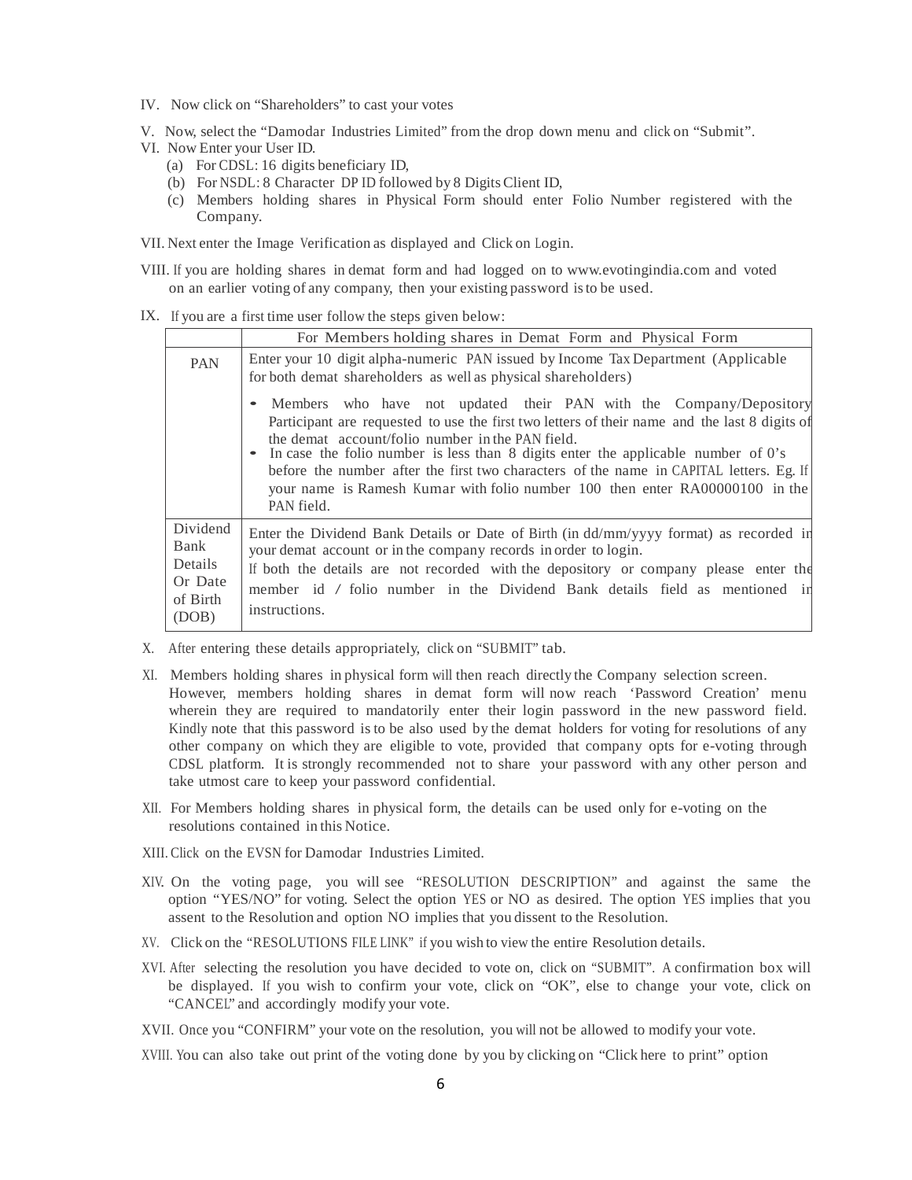IV. Now click on "Shareholders" to cast your votes

V. Now, select the "Damodar Industries Limited" from the drop down menu and click on "Submit".

VI. Now Enter your User ID.

(a) For CDSL: 16 digits beneficiary ID,

(b) For NSDL: 8 Character DP ID followed by 8 Digits Client ID,

(c) Members holding shares in Physical Form should enter Folio Number registered with the Company.

VII. Next enter the Image Verification as displayed and Click on Login.

VIII. If you are holding shares in demat form and had logged on to www.evotingindia.com and voted on an earlier voting of any company, then your existing password is to be used.

IX. If you are a first time user follow the steps given below:

| | For Members holding shares in Demat Form and Physical Form |
|---|---|
| PAN | Enter your 10 digit alpha-numeric PAN issued by Income Tax Department (Applicable for both demat shareholders as well as physical shareholders)<br>• Members who have not updated their PAN with the Company/Depository Participant are requested to use the first two letters of their name and the last 8 digits of the demat account/folio number in the PAN field.<br>• In case the folio number is less than 8 digits enter the applicable number of 0's before the number after the first two characters of the name in CAPITAL letters. Eg. If your name is Ramesh Kumar with folio number 100 then enter RA00000100 in the PAN field. |
| Dividend Bank Details Or Date of Birth (DOB) | Enter the Dividend Bank Details or Date of Birth (in dd/mm/yyyy format) as recorded in your demat account or in the company records in order to login.<br>If both the details are not recorded with the depository or company please enter the member id / folio number in the Dividend Bank details field as mentioned in instructions. |

X. After entering these details appropriately, click on "SUBMIT" tab.

XI. Members holding shares in physical form will then reach directly the Company selection screen. However, members holding shares in demat form will now reach 'Password Creation' menu wherein they are required to mandatorily enter their login password in the new password field. Kindly note that this password is to be also used by the demat holders for voting for resolutions of any other company on which they are eligible to vote, provided that company opts for e-voting through CDSL platform. It is strongly recommended not to share your password with any other person and take utmost care to keep your password confidential.

XII. For Members holding shares in physical form, the details can be used only for e-voting on the resolutions contained in this Notice.

XIII. Click on the EVSN for Damodar Industries Limited.

XIV. On the voting page, you will see "RESOLUTION DESCRIPTION" and against the same the option "YES/NO" for voting. Select the option YES or NO as desired. The option YES implies that you assent to the Resolution and option NO implies that you dissent to the Resolution.

XV. Click on the "RESOLUTIONS FILE LINK" if you wish to view the entire Resolution details.

XVI. After selecting the resolution you have decided to vote on, click on "SUBMIT". A confirmation box will be displayed. If you wish to confirm your vote, click on "OK", else to change your vote, click on "CANCEL" and accordingly modify your vote.

XVII. Once you "CONFIRM" your vote on the resolution, you will not be allowed to modify your vote.

XVIII. You can also take out print of the voting done by you by clicking on "Click here to print" option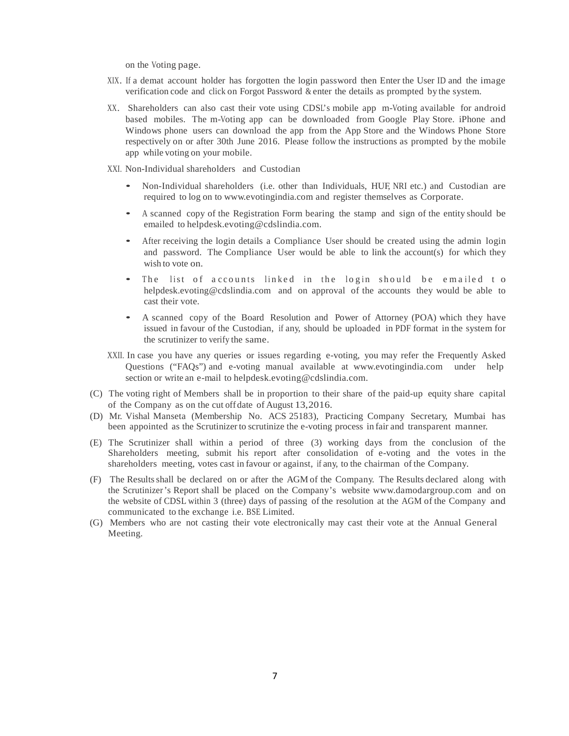on the Voting page.

XIX. If a demat account holder has forgotten the login password then Enter the User ID and the image verification code and click on Forgot Password & enter the details as prompted by the system.

XX. Shareholders can also cast their vote using CDSL's mobile app m-Voting available for android based mobiles. The m-Voting app can be downloaded from Google Play Store. iPhone and Windows phone users can download the app from the App Store and the Windows Phone Store respectively on or after 30th June 2016. Please follow the instructions as prompted by the mobile app while voting on your mobile.

XXI. Non-Individual shareholders and Custodian

- Non-Individual shareholders (i.e. other than Individuals, HUF, NRI etc.) and Custodian are required to log on to www.evotingindia.com and register themselves as Corporate.
- A scanned copy of the Registration Form bearing the stamp and sign of the entity should be emailed to helpdesk.evoting@cdslindia.com.
- After receiving the login details a Compliance User should be created using the admin login and password. The Compliance User would be able to link the account(s) for which they wish to vote on.
- The list of accounts linked in the login should be emailed to helpdesk.evoting@cdslindia.com and on approval of the accounts they would be able to cast their vote.
- A scanned copy of the Board Resolution and Power of Attorney (POA) which they have issued in favour of the Custodian, if any, should be uploaded in PDF format in the system for the scrutinizer to verify the same.

XXII. In case you have any queries or issues regarding e-voting, you may refer the Frequently Asked Questions ("FAQs") and e-voting manual available at www.evotingindia.com under help section or write an e-mail to helpdesk.evoting@cdslindia.com.

(C) The voting right of Members shall be in proportion to their share of the paid-up equity share capital of the Company as on the cut off date of August 13,2016.

(D) Mr. Vishal Manseta (Membership No. ACS 25183), Practicing Company Secretary, Mumbai has been appointed as the Scrutinizer to scrutinize the e-voting process in fair and transparent manner.

(E) The Scrutinizer shall within a period of three (3) working days from the conclusion of the Shareholders meeting, submit his report after consolidation of e-voting and the votes in the shareholders meeting, votes cast in favour or against, if any, to the chairman of the Company.

(F) The Results shall be declared on or after the AGM of the Company. The Results declared along with the Scrutinizer's Report shall be placed on the Company's website www.damodargroup.com and on the website of CDSL within 3 (three) days of passing of the resolution at the AGM of the Company and communicated to the exchange i.e. BSE Limited.

(G) Members who are not casting their vote electronically may cast their vote at the Annual General Meeting.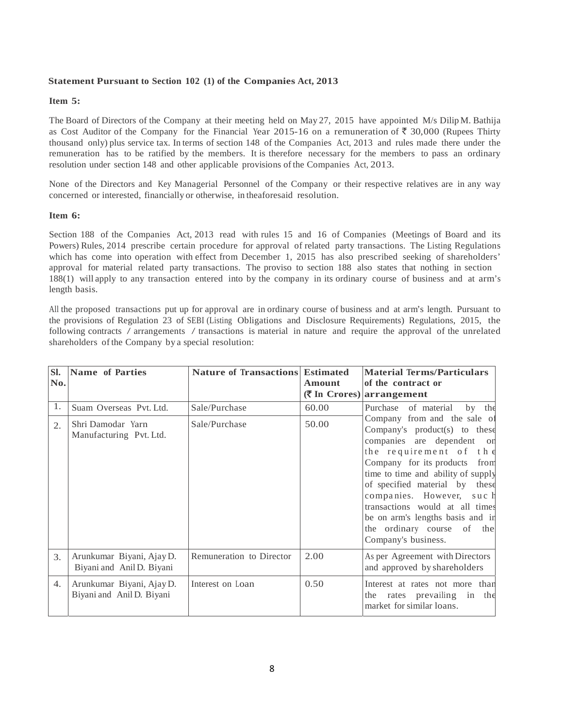**Statement Pursuant to Section 102 (1) of the Companies Act, 2013**

**Item 5:**

The Board of Directors of the Company at their meeting held on May 27, 2015 have appointed M/s Dilip M. Bathija as Cost Auditor of the Company for the Financial Year 2015-16 on a remuneration of ₹ 30,000 (Rupees Thirty thousand only) plus service tax. In terms of section 148 of the Companies Act, 2013 and rules made there under the remuneration has to be ratified by the members. It is therefore necessary for the members to pass an ordinary resolution under section 148 and other applicable provisions of the Companies Act, 2013.

None of the Directors and Key Managerial Personnel of the Company or their respective relatives are in any way concerned or interested, financially or otherwise, in theaforesaid resolution.

**Item 6:**

Section 188 of the Companies Act, 2013 read with rules 15 and 16 of Companies (Meetings of Board and its Powers) Rules, 2014 prescribe certain procedure for approval of related party transactions. The Listing Regulations which has come into operation with effect from December 1, 2015 has also prescribed seeking of shareholders' approval for material related party transactions. The proviso to section 188 also states that nothing in section 188(1) will apply to any transaction entered into by the company in its ordinary course of business and at arm's length basis.

All the proposed transactions put up for approval are in ordinary course of business and at arm's length. Pursuant to the provisions of Regulation 23 of SEBI (Listing Obligations and Disclosure Requirements) Regulations, 2015, the following contracts / arrangements / transactions is material in nature and require the approval of the unrelated shareholders of the Company by a special resolution:

| Sl. No. | Name of Parties | Nature of Transactions | Estimated Amount (₹ In Crores) | Material Terms/Particulars of the contract or arrangement |
|---|---|---|---|---|
| 1. | Suam Overseas Pvt. Ltd. | Sale/Purchase | 60.00 | Purchase of material by the Company from and the sale of Company's product(s) to these companies are dependent on the requirement of the Company for its products from time to time and ability of supply of specified material by these companies. However, such transactions would at all times be on arm's lengths basis and in the ordinary course of the Company's business. |
| 2. | Shri Damodar Yarn Manufacturing Pvt. Ltd. | Sale/Purchase | 50.00 | |
| 3. | Arunkumar Biyani, Ajay D. Biyani and Anil D. Biyani | Remuneration to Director | 2.00 | As per Agreement with Directors and approved by shareholders |
| 4. | Arunkumar Biyani, Ajay D. Biyani and Anil D. Biyani | Interest on Loan | 0.50 | Interest at rates not more than the rates prevailing in the market for similar loans. |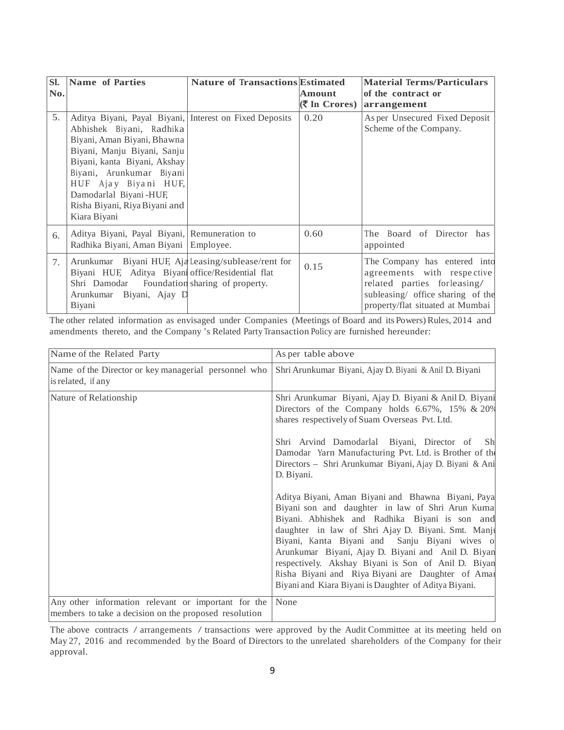| Sl. No. | Name of Parties | Nature of Transactions | Estimated Amount (₹ In Crores) | Material Terms/Particulars of the contract or arrangement |
|---|---|---|---|---|
| 5. | Aditya Biyani, Payal Biyani, Abhishek Biyani, Radhika Biyani, Aman Biyani, Bhawna Biyani, Manju Biyani, Sanju Biyani, kanta Biyani, Akshay Biyani, Arunkumar Biyani HUF Ajay Biyani HUF, Damodarlal Biyani -HUF, Risha Biyani, Riya Biyani and Kiara Biyani | Interest on Fixed Deposits | 0.20 | As per Unsecured Fixed Deposit Scheme of the Company. |
| 6. | Aditya Biyani, Payal Biyani, Radhika Biyani, Aman Biyani | Remuneration to Employee. | 0.60 | The Board of Director has appointed |
| 7. | Arunkumar Biyani HUF, Ajay Biyani HUF, Aditya Biyani Shri Damodar Foundation Arunkumar Biyani, Ajay D Biyani | Leasing/sublease/rent for office/Residential flat sharing of property. | 0.15 | The Company has entered into agreements with respective related parties for leasing/ subleasing/ office sharing of the property/flat situated at Mumbai |

The other related information as envisaged under Companies (Meetings of Board and its Powers) Rules, 2014 and amendments thereto, and the Company 's Related Party Transaction Policy are furnished hereunder:

| Name of the Related Party | As per table above |
|---|---|
| Name of the Director or key managerial personnel who is related, if any | Shri Arunkumar Biyani, Ajay D. Biyani & Anil D. Biyani |
| Nature of Relationship | Shri Arunkumar Biyani, Ajay D. Biyani & Anil D. Biyani Directors of the Company holds 6.67%, 15% & 20% shares respectively of Suam Overseas Pvt. Ltd.<br><br>Shri Arvind Damodarlal Biyani, Director of Shri Damodar Yarn Manufacturing Pvt. Ltd. is Brother of the Directors – Shri Arunkumar Biyani, Ajay D. Biyani & Anil D. Biyani.<br><br>Aditya Biyani, Aman Biyani and Bhawna Biyani, Payal Biyani son and daughter in law of Shri Arun Kumar Biyani. Abhishek and Radhika Biyani is son and daughter in law of Shri Ajay D. Biyani. Smt. Manju Biyani, Kanta Biyani and Sanju Biyani wives of Arunkumar Biyani, Ajay D. Biyani and Anil D. Biyani respectively. Akshay Biyani is Son of Anil D. Biyani Risha Biyani and Riya Biyani are Daughter of Aman Biyani and Kiara Biyani is Daughter of Aditya Biyani. |
| Any other information relevant or important for the members to take a decision on the proposed resolution | None |

The above contracts / arrangements / transactions were approved by the Audit Committee at its meeting held on May 27, 2016 and recommended by the Board of Directors to the unrelated shareholders of the Company for their approval.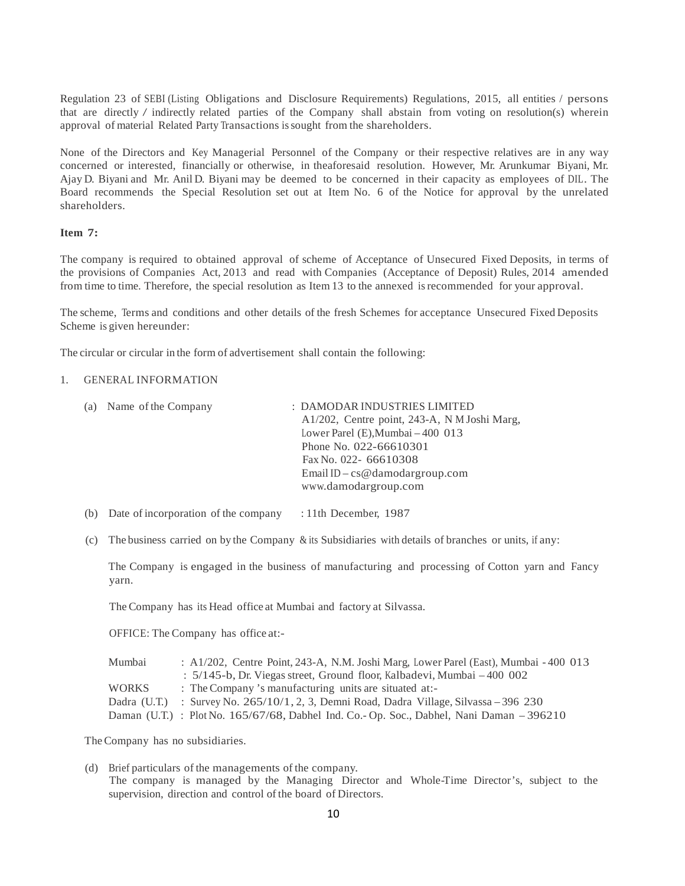Regulation 23 of SEBI (Listing Obligations and Disclosure Requirements) Regulations, 2015, all entities / persons that are directly / indirectly related parties of the Company shall abstain from voting on resolution(s) wherein approval of material Related Party Transactions is sought from the shareholders.

None of the Directors and Key Managerial Personnel of the Company or their respective relatives are in any way concerned or interested, financially or otherwise, in theaforesaid resolution. However, Mr. Arunkumar Biyani, Mr. Ajay D. Biyani and Mr. Anil D. Biyani may be deemed to be concerned in their capacity as employees of DIL. The Board recommends the Special Resolution set out at Item No. 6 of the Notice for approval by the unrelated shareholders.

**Item 7:**

The company is required to obtained approval of scheme of Acceptance of Unsecured Fixed Deposits, in terms of the provisions of Companies Act, 2013 and read with Companies (Acceptance of Deposit) Rules, 2014 amended from time to time. Therefore, the special resolution as Item 13 to the annexed is recommended for your approval.

The scheme, Terms and conditions and other details of the fresh Schemes for acceptance Unsecured Fixed Deposits Scheme is given hereunder:

The circular or circular in the form of advertisement shall contain the following:

1. GENERAL INFORMATION

(a) Name of the Company : DAMODAR INDUSTRIES LIMITED
A1/202, Centre point, 243-A, N M Joshi Marg,
Lower Parel (E),Mumbai – 400 013
Phone No. 022-66610301
Fax No. 022- 66610308
Email ID – cs@damodargroup.com
www.damodargroup.com

(b) Date of incorporation of the company : 11th December, 1987

(c) The business carried on by the Company & its Subsidiaries with details of branches or units, if any:

The Company is engaged in the business of manufacturing and processing of Cotton yarn and Fancy yarn.

The Company has its Head office at Mumbai and factory at Silvassa.

OFFICE: The Company has office at:-

Mumbai : A1/202, Centre Point, 243-A, N.M. Joshi Marg, Lower Parel (East), Mumbai - 400 013
: 5/145-b, Dr. Viegas street, Ground floor, Kalbadevi, Mumbai – 400 002
WORKS : The Company 's manufacturing units are situated at:-
Dadra (U.T.) : Survey No. 265/10/1, 2, 3, Demni Road, Dadra Village, Silvassa – 396 230
Daman (U.T.) : Plot No. 165/67/68, Dabhel Ind. Co.- Op. Soc., Dabhel, Nani Daman – 396210

The Company has no subsidiaries.

(d) Brief particulars of the managements of the company.
The company is managed by the Managing Director and Whole-Time Director's, subject to the supervision, direction and control of the board of Directors.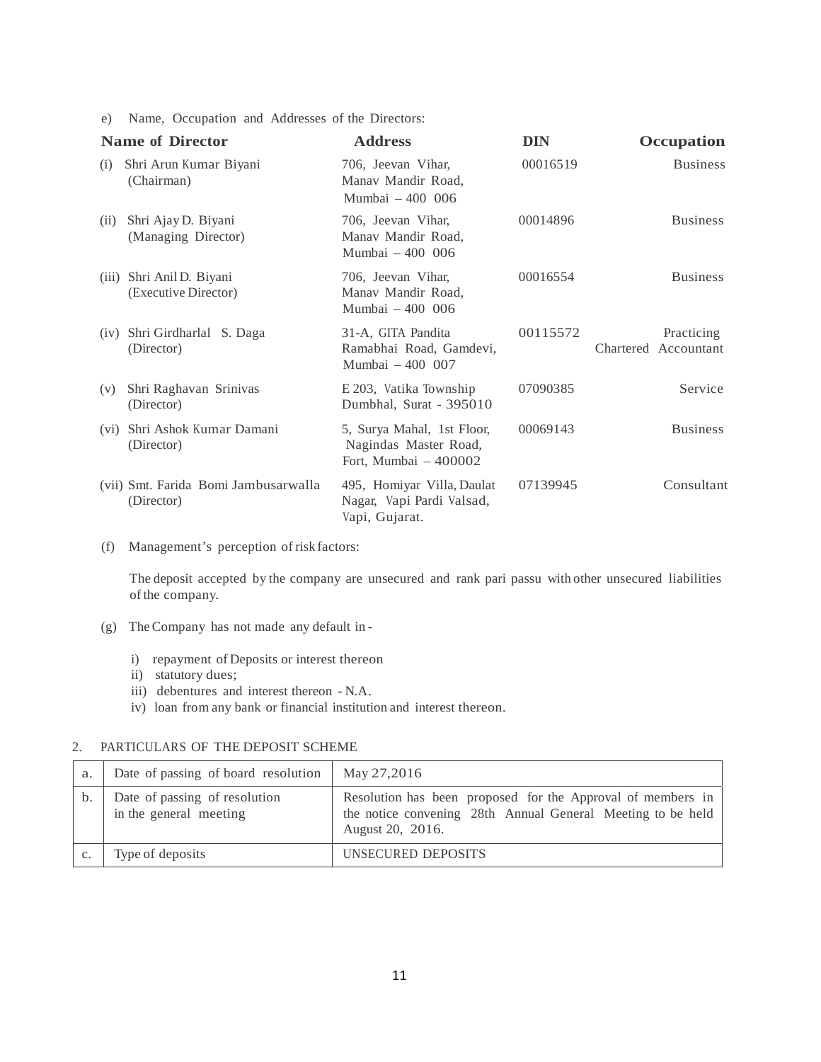e) Name, Occupation and Addresses of the Directors:

| Name of Director | Address | DIN | Occupation |
|---|---|---|---|
| (i) Shri Arun Kumar Biyani (Chairman) | 706, Jeevan Vihar, Manav Mandir Road, Mumbai – 400 006 | 00016519 | Business |
| (ii) Shri Ajay D. Biyani (Managing Director) | 706, Jeevan Vihar, Manav Mandir Road, Mumbai – 400 006 | 00014896 | Business |
| (iii) Shri Anil D. Biyani (Executive Director) | 706, Jeevan Vihar, Manav Mandir Road, Mumbai – 400 006 | 00016554 | Business |
| (iv) Shri Girdharlal S. Daga (Director) | 31-A, GITA Pandita Ramabhai Road, Gamdevi, Mumbai – 400 007 | 00115572 | Practicing Chartered Accountant |
| (v) Shri Raghavan Srinivas (Director) | E 203, Vatika Township Dumbhal, Surat - 395010 | 07090385 | Service |
| (vi) Shri Ashok Kumar Damani (Director) | 5, Surya Mahal, 1st Floor, Nagindas Master Road, Fort, Mumbai – 400002 | 00069143 | Business |
| (vii) Smt. Farida Bomi Jambusarwalla (Director) | 495, Homiyar Villa, Daulat Nagar, Vapi Pardi Valsad, Vapi, Gujarat. | 07139945 | Consultant |

(f) Management's perception of risk factors:

The deposit accepted by the company are unsecured and rank pari passu with other unsecured liabilities of the company.

(g) The Company has not made any default in -

i) repayment of Deposits or interest thereon
ii) statutory dues;
iii) debentures and interest thereon - N.A.
iv) loan from any bank or financial institution and interest thereon.

2. PARTICULARS OF THE DEPOSIT SCHEME

| | | |
|---|---|---|
| a. | Date of passing of board resolution | May 27,2016 |
| b. | Date of passing of resolution in the general meeting | Resolution has been proposed for the Approval of members in the notice convening 28th Annual General Meeting to be held August 20, 2016. |
| c. | Type of deposits | UNSECURED DEPOSITS |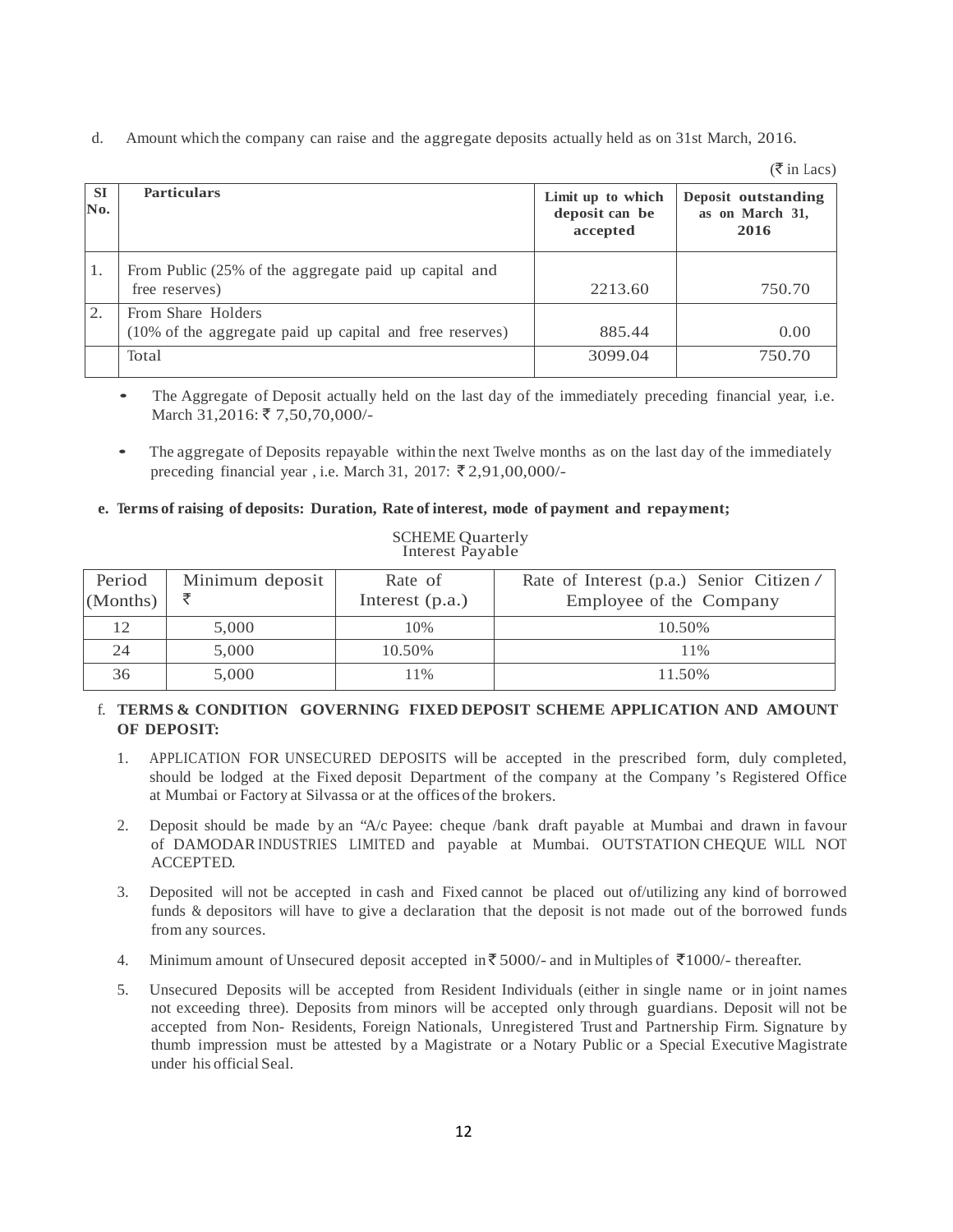d. Amount which the company can raise and the aggregate deposits actually held as on 31st March, 2016.

(₹ in Lacs)

| SI No. | Particulars | Limit up to which deposit can be accepted | Deposit outstanding as on March 31, 2016 |
|---|---|---|---|
| 1. | From Public (25% of the aggregate paid up capital and free reserves) | 2213.60 | 750.70 |
| 2. | From Share Holders (10% of the aggregate paid up capital and free reserves) | 885.44 | 0.00 |
| | Total | 3099.04 | 750.70 |

- The Aggregate of Deposit actually held on the last day of the immediately preceding financial year, i.e. March 31,2016: ₹ 7,50,70,000/-
- The aggregate of Deposits repayable within the next Twelve months as on the last day of the immediately preceding financial year , i.e. March 31, 2017: ₹ 2,91,00,000/-

**e. Terms of raising of deposits: Duration, Rate of interest, mode of payment and repayment;**

SCHEME Quarterly Interest Payable

| Period (Months) | Minimum deposit ₹ | Rate of Interest (p.a.) | Rate of Interest (p.a.) Senior Citizen / Employee of the Company |
|---|---|---|---|
| 12 | 5,000 | 10% | 10.50% |
| 24 | 5,000 | 10.50% | 11% |
| 36 | 5,000 | 11% | 11.50% |

f. **TERMS & CONDITION GOVERNING FIXED DEPOSIT SCHEME APPLICATION AND AMOUNT OF DEPOSIT:**

1. APPLICATION FOR UNSECURED DEPOSITS will be accepted in the prescribed form, duly completed, should be lodged at the Fixed deposit Department of the company at the Company 's Registered Office at Mumbai or Factory at Silvassa or at the offices of the brokers.
2. Deposit should be made by an "A/c Payee: cheque /bank draft payable at Mumbai and drawn in favour of DAMODAR INDUSTRIES LIMITED and payable at Mumbai. OUTSTATION CHEQUE WILL NOT ACCEPTED.
3. Deposited will not be accepted in cash and Fixed cannot be placed out of/utilizing any kind of borrowed funds & depositors will have to give a declaration that the deposit is not made out of the borrowed funds from any sources.
4. Minimum amount of Unsecured deposit accepted in ₹ 5000/- and in Multiples of ₹1000/- thereafter.
5. Unsecured Deposits will be accepted from Resident Individuals (either in single name or in joint names not exceeding three). Deposits from minors will be accepted only through guardians. Deposit will not be accepted from Non- Residents, Foreign Nationals, Unregistered Trust and Partnership Firm. Signature by thumb impression must be attested by a Magistrate or a Notary Public or a Special Executive Magistrate under his official Seal.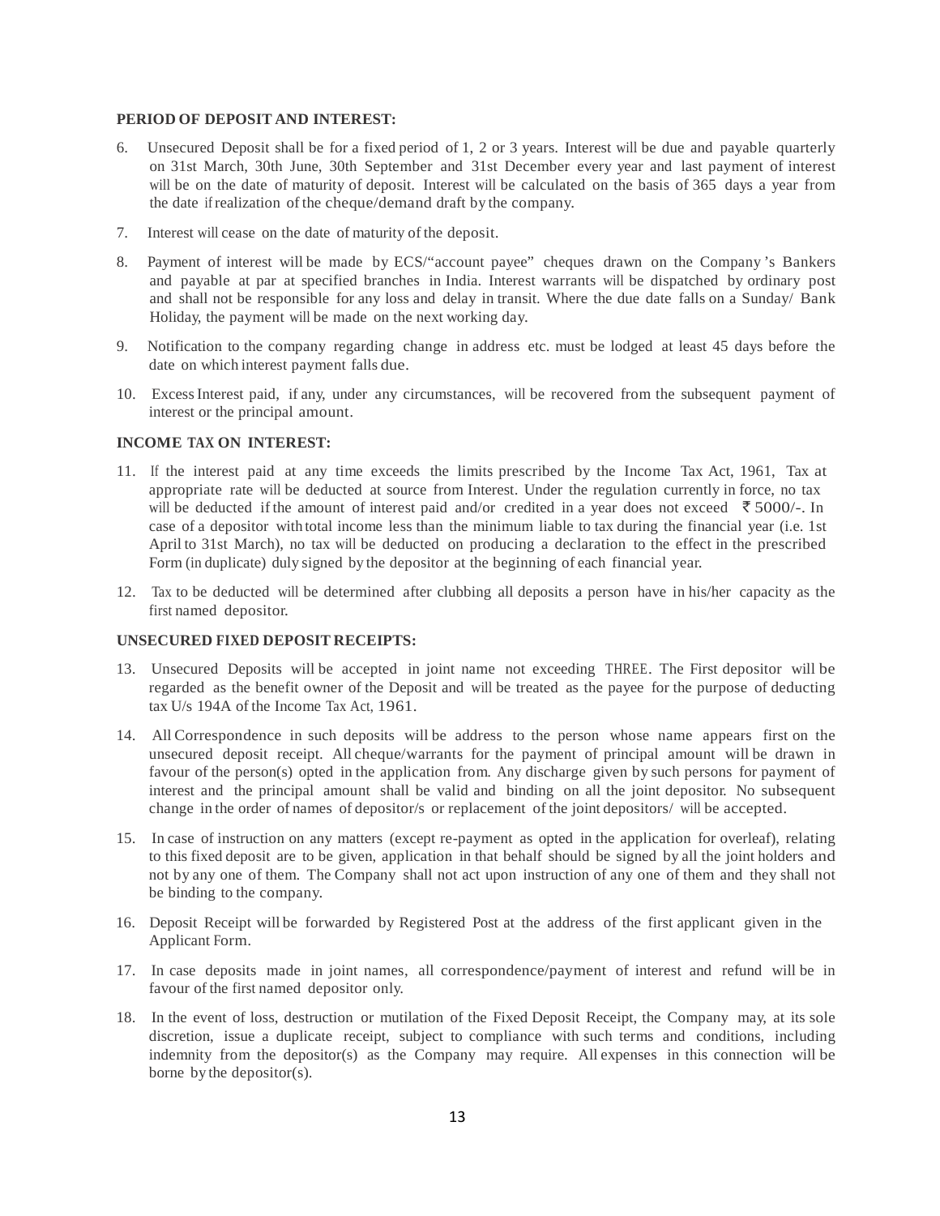**PERIOD OF DEPOSIT AND INTEREST:**

6. Unsecured Deposit shall be for a fixed period of 1, 2 or 3 years. Interest will be due and payable quarterly on 31st March, 30th June, 30th September and 31st December every year and last payment of interest will be on the date of maturity of deposit. Interest will be calculated on the basis of 365 days a year from the date if realization of the cheque/demand draft by the company.

7. Interest will cease on the date of maturity of the deposit.

8. Payment of interest will be made by ECS/"account payee" cheques drawn on the Company's Bankers and payable at par at specified branches in India. Interest warrants will be dispatched by ordinary post and shall not be responsible for any loss and delay in transit. Where the due date falls on a Sunday/ Bank Holiday, the payment will be made on the next working day.

9. Notification to the company regarding change in address etc. must be lodged at least 45 days before the date on which interest payment falls due.

10. Excess Interest paid, if any, under any circumstances, will be recovered from the subsequent payment of interest or the principal amount.

**INCOME TAX ON INTEREST:**

11. If the interest paid at any time exceeds the limits prescribed by the Income Tax Act, 1961, Tax at appropriate rate will be deducted at source from Interest. Under the regulation currently in force, no tax will be deducted if the amount of interest paid and/or credited in a year does not exceed ₹ 5000/-. In case of a depositor with total income less than the minimum liable to tax during the financial year (i.e. 1st April to 31st March), no tax will be deducted on producing a declaration to the effect in the prescribed Form (in duplicate) duly signed by the depositor at the beginning of each financial year.

12. Tax to be deducted will be determined after clubbing all deposits a person have in his/her capacity as the first named depositor.

**UNSECURED FIXED DEPOSIT RECEIPTS:**

13. Unsecured Deposits will be accepted in joint name not exceeding THREE. The First depositor will be regarded as the benefit owner of the Deposit and will be treated as the payee for the purpose of deducting tax U/s 194A of the Income Tax Act, 1961.

14. All Correspondence in such deposits will be address to the person whose name appears first on the unsecured deposit receipt. All cheque/warrants for the payment of principal amount will be drawn in favour of the person(s) opted in the application from. Any discharge given by such persons for payment of interest and the principal amount shall be valid and binding on all the joint depositor. No subsequent change in the order of names of depositor/s or replacement of the joint depositors/ will be accepted.

15. In case of instruction on any matters (except re-payment as opted in the application for overleaf), relating to this fixed deposit are to be given, application in that behalf should be signed by all the joint holders and not by any one of them. The Company shall not act upon instruction of any one of them and they shall not be binding to the company.

16. Deposit Receipt will be forwarded by Registered Post at the address of the first applicant given in the Applicant Form.

17. In case deposits made in joint names, all correspondence/payment of interest and refund will be in favour of the first named depositor only.

18. In the event of loss, destruction or mutilation of the Fixed Deposit Receipt, the Company may, at its sole discretion, issue a duplicate receipt, subject to compliance with such terms and conditions, including indemnity from the depositor(s) as the Company may require. All expenses in this connection will be borne by the depositor(s).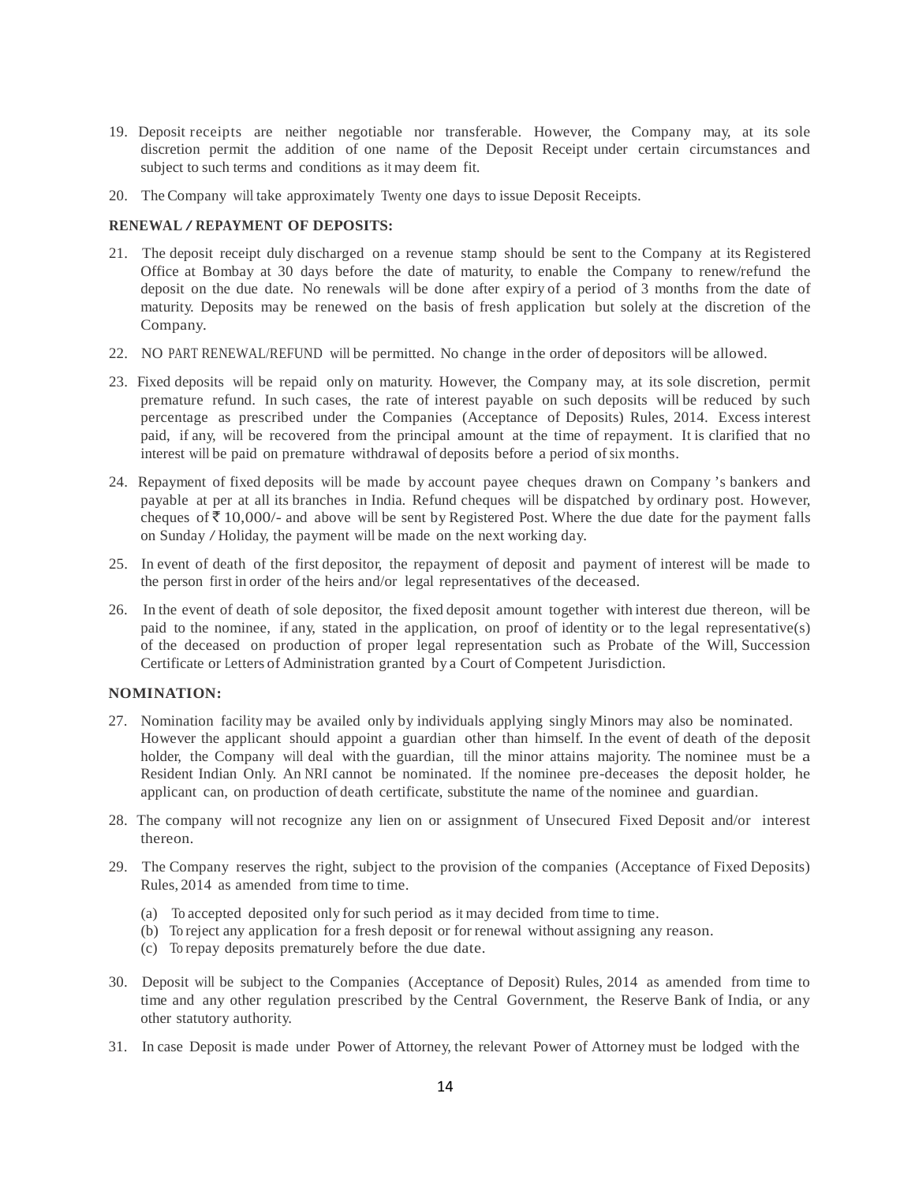19. Deposit receipts are neither negotiable nor transferable. However, the Company may, at its sole discretion permit the addition of one name of the Deposit Receipt under certain circumstances and subject to such terms and conditions as it may deem fit.

20. The Company will take approximately Twenty one days to issue Deposit Receipts.

**RENEWAL / REPAYMENT OF DEPOSITS:**

21. The deposit receipt duly discharged on a revenue stamp should be sent to the Company at its Registered Office at Bombay at 30 days before the date of maturity, to enable the Company to renew/refund the deposit on the due date. No renewals will be done after expiry of a period of 3 months from the date of maturity. Deposits may be renewed on the basis of fresh application but solely at the discretion of the Company.

22. NO PART RENEWAL/REFUND will be permitted. No change in the order of depositors will be allowed.

23. Fixed deposits will be repaid only on maturity. However, the Company may, at its sole discretion, permit premature refund. In such cases, the rate of interest payable on such deposits will be reduced by such percentage as prescribed under the Companies (Acceptance of Deposits) Rules, 2014. Excess interest paid, if any, will be recovered from the principal amount at the time of repayment. It is clarified that no interest will be paid on premature withdrawal of deposits before a period of six months.

24. Repayment of fixed deposits will be made by account payee cheques drawn on Company 's bankers and payable at per at all its branches in India. Refund cheques will be dispatched by ordinary post. However, cheques of ₹ 10,000/- and above will be sent by Registered Post. Where the due date for the payment falls on Sunday / Holiday, the payment will be made on the next working day.

25. In event of death of the first depositor, the repayment of deposit and payment of interest will be made to the person first in order of the heirs and/or legal representatives of the deceased.

26. In the event of death of sole depositor, the fixed deposit amount together with interest due thereon, will be paid to the nominee, if any, stated in the application, on proof of identity or to the legal representative(s) of the deceased on production of proper legal representation such as Probate of the Will, Succession Certificate or Letters of Administration granted by a Court of Competent Jurisdiction.

**NOMINATION:**

27. Nomination facility may be availed only by individuals applying singly Minors may also be nominated. However the applicant should appoint a guardian other than himself. In the event of death of the deposit holder, the Company will deal with the guardian, till the minor attains majority. The nominee must be a Resident Indian Only. An NRI cannot be nominated. If the nominee pre-deceases the deposit holder, he applicant can, on production of death certificate, substitute the name of the nominee and guardian.

28. The company will not recognize any lien on or assignment of Unsecured Fixed Deposit and/or interest thereon.

29. The Company reserves the right, subject to the provision of the companies (Acceptance of Fixed Deposits) Rules, 2014 as amended from time to time.

    (a) To accepted deposited only for such period as it may decided from time to time.
    (b) To reject any application for a fresh deposit or for renewal without assigning any reason.
    (c) To repay deposits prematurely before the due date.

30. Deposit will be subject to the Companies (Acceptance of Deposit) Rules, 2014 as amended from time to time and any other regulation prescribed by the Central Government, the Reserve Bank of India, or any other statutory authority.

31. In case Deposit is made under Power of Attorney, the relevant Power of Attorney must be lodged with the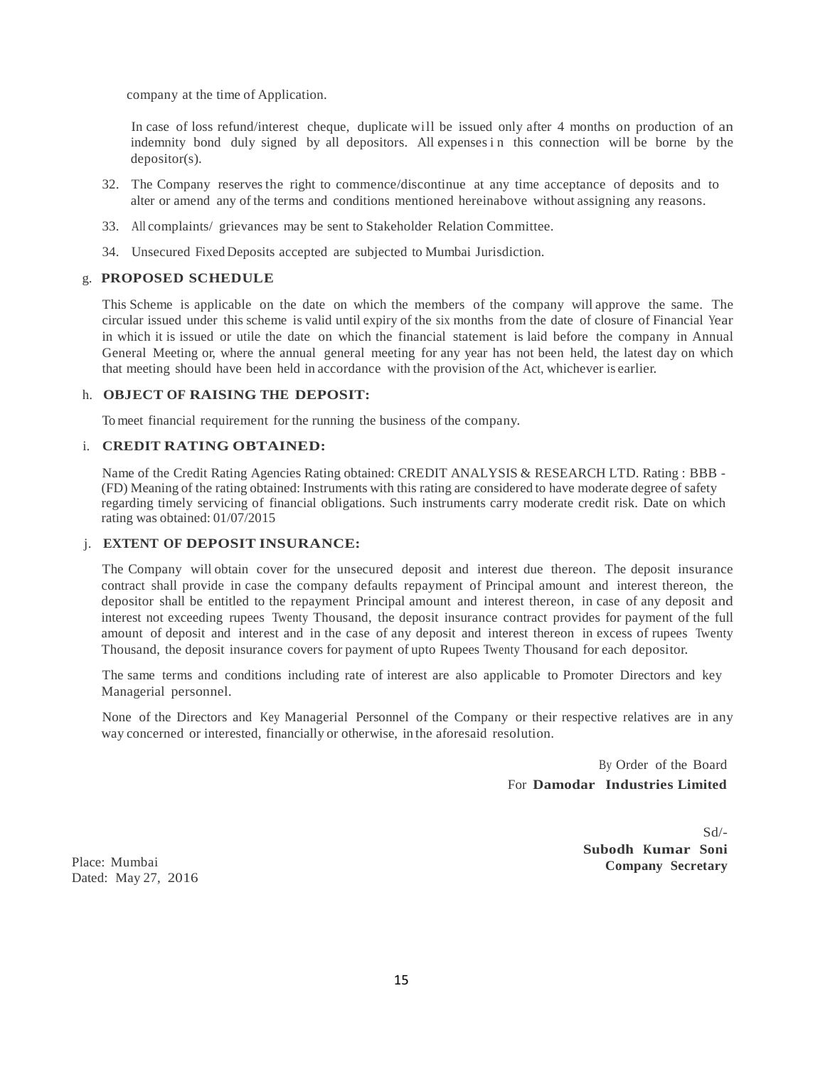company at the time of Application.

In case of loss refund/interest cheque, duplicate will be issued only after 4 months on production of an indemnity bond duly signed by all depositors. All expenses in this connection will be borne by the depositor(s).

32. The Company reserves the right to commence/discontinue at any time acceptance of deposits and to alter or amend any of the terms and conditions mentioned hereinabove without assigning any reasons.

33. All complaints/ grievances may be sent to Stakeholder Relation Committee.

34. Unsecured Fixed Deposits accepted are subjected to Mumbai Jurisdiction.

g. **PROPOSED SCHEDULE**

This Scheme is applicable on the date on which the members of the company will approve the same. The circular issued under this scheme is valid until expiry of the six months from the date of closure of Financial Year in which it is issued or utile the date on which the financial statement is laid before the company in Annual General Meeting or, where the annual general meeting for any year has not been held, the latest day on which that meeting should have been held in accordance with the provision of the Act, whichever is earlier.

h. **OBJECT OF RAISING THE DEPOSIT:**

To meet financial requirement for the running the business of the company.

i. **CREDIT RATING OBTAINED:**

Name of the Credit Rating Agencies Rating obtained: CREDIT ANALYSIS & RESEARCH LTD. Rating : BBB - (FD) Meaning of the rating obtained: Instruments with this rating are considered to have moderate degree of safety regarding timely servicing of financial obligations. Such instruments carry moderate credit risk. Date on which rating was obtained: 01/07/2015

j. **EXTENT OF DEPOSIT INSURANCE:**

The Company will obtain cover for the unsecured deposit and interest due thereon. The deposit insurance contract shall provide in case the company defaults repayment of Principal amount and interest thereon, the depositor shall be entitled to the repayment Principal amount and interest thereon, in case of any deposit and interest not exceeding rupees Twenty Thousand, the deposit insurance contract provides for payment of the full amount of deposit and interest and in the case of any deposit and interest thereon in excess of rupees Twenty Thousand, the deposit insurance covers for payment of upto Rupees Twenty Thousand for each depositor.

The same terms and conditions including rate of interest are also applicable to Promoter Directors and key Managerial personnel.

None of the Directors and Key Managerial Personnel of the Company or their respective relatives are in any way concerned or interested, financially or otherwise, in the aforesaid resolution.

By Order of the Board
For **Damodar Industries Limited**

Sd/-
**Subodh Kumar Soni**
**Company Secretary**

Place: Mumbai
Dated: May 27, 2016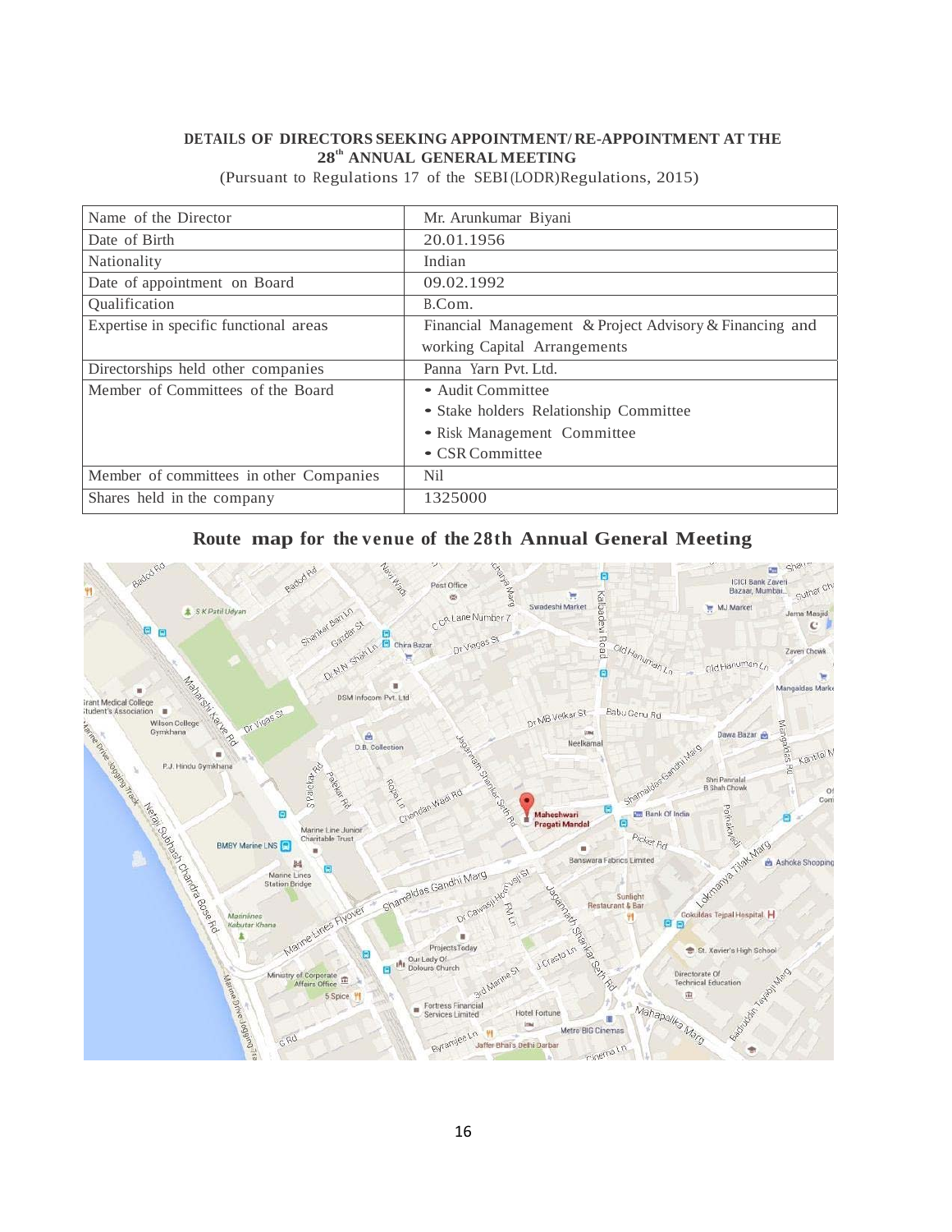**DETAILS OF DIRECTORS SEEKING APPOINTMENT/ RE-APPOINTMENT AT THE 28th ANNUAL GENERAL MEETING**

(Pursuant to Regulations 17 of the SEBI(LODR)Regulations, 2015)

| Name of the Director | Mr. Arunkumar Biyani |
|---|---|
| Date of Birth | 20.01.1956 |
| Nationality | Indian |
| Date of appointment on Board | 09.02.1992 |
| Qualification | B.Com. |
| Expertise in specific functional areas | Financial Management & Project Advisory & Financing and working Capital Arrangements |
| Directorships held other companies | Panna Yarn Pvt. Ltd. |
| Member of Committees of the Board | • Audit Committee<br>• Stake holders Relationship Committee<br>• Risk Management Committee<br>• CSR Committee |
| Member of committees in other Companies | Nil |
| Shares held in the company | 1325000 |

## Route map for the venue of the 28th Annual General Meeting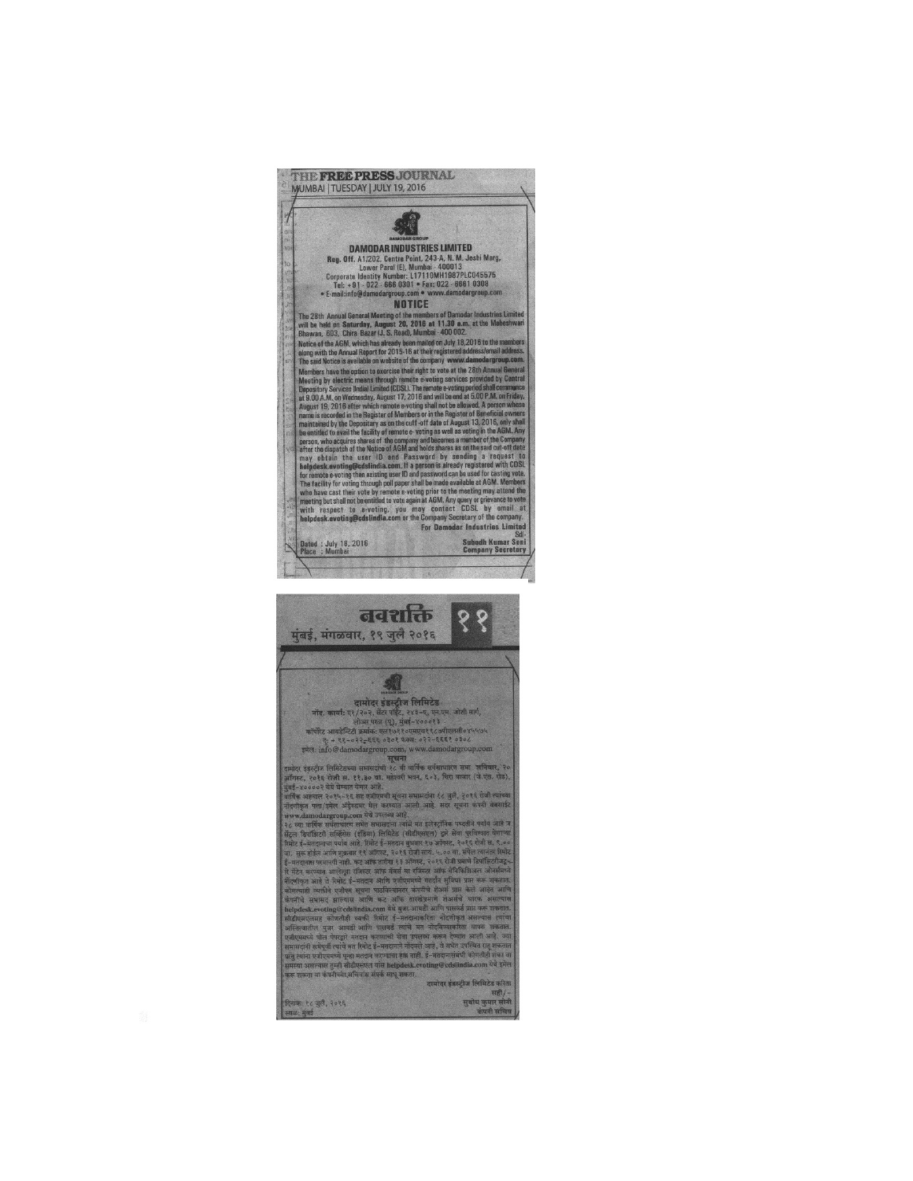THE FREE PRESS JOURNAL
MUMBAI | TUESDAY | JULY 19, 2016

DAMODAR GROUP

## DAMODAR INDUSTRIES LIMITED

**Reg. Off. A1/202, Centre Point, 243-A, N. M. Joshi Marg, Lower Parel (E), Mumbai - 400013**
**Corporate Identity Number: L17110MH1987PLC045575**
**Tel: +91 - 022 - 666 0301 • Fax: 022 - 6661 0308**
**• E-mail:info@damodargroup.com • www.damodargroup.com**

## NOTICE

The 28th Annual General Meeting of the members of Damodar Industries Limited will be held on **Saturday, August 20, 2016 at 11.30 a.m.** at the Maheshwari Bhawan, 603, Chira Bazar (J. S. Road), Mumbai - 400 002.

Notice of the AGM, which has already been mailed on July 18,2016 to the members along with the Annual Report for 2015-16 at their registered address/email address. The said Notice is available on website of the company **www.damodargroup.com**.

Members have the option to exercise their right to vote at the 28th Annual General Meeting by electric means through remote e-voting services provided by Central Depository Services (India) Limited (CDSL). The remote e-voting period shall commence at 9.00 A.M. on Wednesday, August 17, 2016 and will be end at 5.00 P.M. on Friday, August 19, 2016 after which remote e-voting shall not be allowed. A person whose name is recorded in the Register of Members or in the Register of Beneficial owners maintained by the Depositary as on the cuff-off date of August 13, 2016, only shall be entitled to avail the facility of remote e- voting as well as voting in the AGM. Any person, who acquires shares of the company and becomes a member of the Company after the dispatch of the Notice of AGM and holds shares as on the said cut-off date may obtain the user ID and Password by sending a request to **helpdesk.evoting@cdslindia.com.** If a person is already registered with CDSL for remote e-voting then existing user ID and password can be used for casting vote. The facility for voting through poll paper shall be made available at AGM. Members who have cast their vote by remote e-voting prior to the meeting may attend the meeting but shall not be entitled to vote again at AGM. Any query or grievance to vote with respect to e-voting, you may contact CDSL by email at **helpdesk.evoting@cdslindia.com** or the Company Secretary of the company.

**For Damodar Industries Limited**
Sd/-
**Subodh Kumar Soni**
**Company Secretary**

Dated : July 18, 2016
Place : Mumbai

---

नवशक्ति
मुंबई, मंगळवार, १९ जुलै २०१६

## दामोदर इंडस्ट्रीज लिमिटेड

नोंद. कार्या: ए१/२०२, सेंटर पॉईंट, २४३-ए, एन.एम. जोशी मार्ग, लोअर परळ (पू), मुंबई-४०००१३
कॉर्पोरेट आयडेन्टिटी क्रमांक: एल१७११०एमएच१९८७पीएलसी०४५५७५
दू: + ९१-०२२-६६६ ०३०१ फॅक्स: ०२२-६६६१ ०३०८
इमेल: info@damodargroup.com, www.damodargroup.com

## सूचना

दामोदर इंडस्ट्रीज लिमिटेडच्या सभासदांची २८ वी वार्षिक सर्वसाधारण सभा शनिवार, २० ऑगस्ट, २०१६ रोजी स. ११.३० वा. महेश्वरी भवन, ६०३, चिरा बाजार (जे.एस. रोड), मुंबई-४००००२ येथे घेण्यात येणार आहे.

वार्षिक अहवाल २०१५-१६ सह एजीएमची सूचना सभासदांना १८ जुलै, २०१६ रोजी त्यांच्या नोंदणीकृत पत्ता/इमेल ॲड्रेसवर पाठविण्यात आली आहे. सदर सूचना कंपनी वेबसाईट www.damodargroup.com येथे उपलब्ध आहे.

२८ व्या वार्षिक सर्वसाधारण सभेत सभासदांना त्यांचे मत इलेक्ट्रॉनिक पध्दतीने पर्याय आहे व सेंट्रल डिपॉझिटरी सर्व्हिसेस (इंडिया) लिमिटेड (सीडीएसएल) द्वारे सेवा पुरविण्यात येणाऱ्या रिमोट ई-मतदानाचा पर्याय आहे. रिमोट ई-मतदान बुधवार १७ ऑगस्ट, २०१६ रोजी स. ९.०० वा. सुरु होईल आणि शुक्रवार १९ ऑगस्ट, २०१६ रोजी सायं. ५.०० वा. संपेल त्यानंतर रिमोट ई-मतदानास परवानगी नाही. कट ऑफ तारीख १३ ऑगस्ट, २०१६ रोजी प्रमाणे डिपॉझिटरीद्वारे ठेवलेल्या सभासदांच्या रजिस्टर ऑफ मेंबर्स वा रजिस्टर ऑफ बेनिफिशिअल ओनर्समध्ये नोंदणीकृत आहे ते रिमोट ई-मतदान आणि एजीएममध्ये मतदान सुविधा प्राप्त करू शकतात. कोणत्याही व्यक्तीने एजीएम सूचना पाठविल्यानंतर कंपनीचे शेअर्स प्राप्त केले आहेत आणि कंपनीचे सभासद झाल्यास आणि कट ऑफ तारखेप्रमाणे शेअर्सचे धारक असल्यास helpdesk.evoting@cdslindia.com येथे युजर आयडी आणि पासवर्ड प्राप्त करू शकतात. सीडीएसएलसह कोणतीही व्यक्ती रिमोट ई-मतदानाकरिता नोंदणीकृत असल्यास त्यांचा अस्तित्वातील युजर आयडी आणि पासवर्ड त्यांचे मत नोंदविण्याकरिता वापरू शकतात. एजीएममध्ये पोल पेपरद्वारे मतदान करण्याची सेवा उपलब्ध करून देण्यात आली आहे. ज्या सभासदांनी सभेपूर्वी त्यांचे मत रिमोट ई-मतदानाने नोंदवले आहे, ते सभेत उपस्थित राहू शकतात परंतु त्यांना एजीएममध्ये पुन्हा मतदान करण्याचा हक्क नाही. ई-मतदानासंबंधी कोणतीही शंका वा तक्रार असल्यास तुम्ही सीडीएसएलला helpdesk.evoting@cdslindia.com येथे इमेल करू शकता वा कंपनीच्या कंपनी सचिवांना संपर्क साधू शकता.

दामोदर इंडस्ट्रीज लिमिटेड करिता
सही/-
सुबोध कुमार सोनी
कंपनी सचिव

दिनांक: १८ जुलै, २०१६
स्थळ: मुंबई